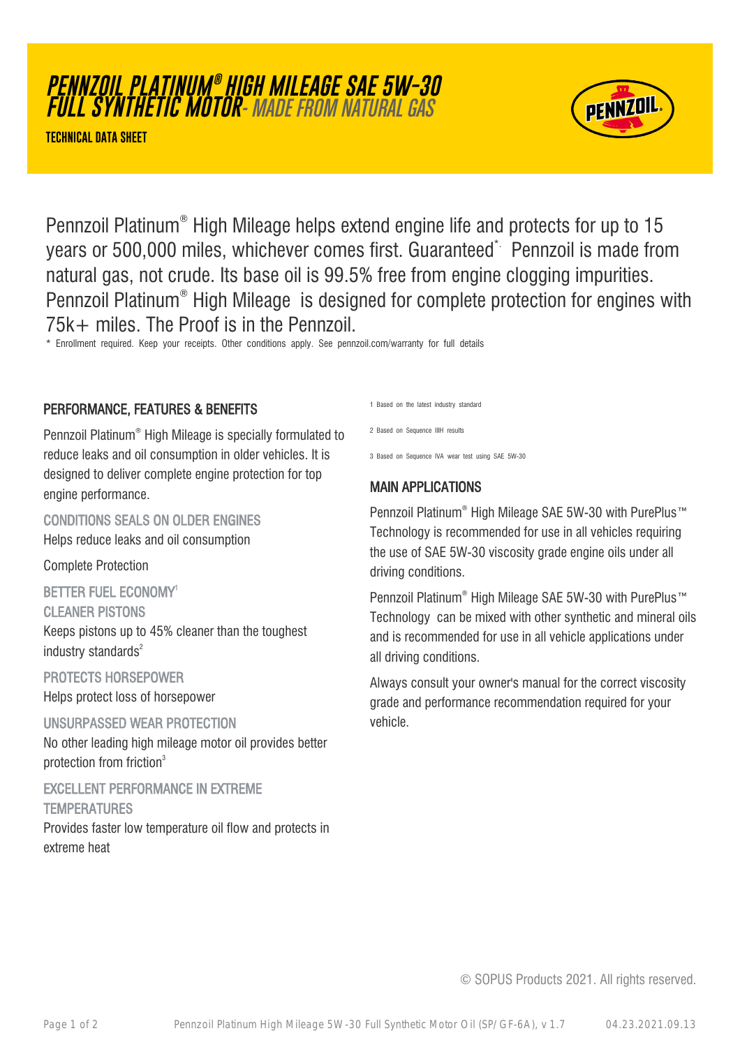# *PENNZOIL PLATINUM® HIGH MILEAGE SAE 5W-30 FULL SYNTHETIC MOTOR- MADE FROM NATURAL GAS*

**TECHNICAL DATA SHEET**

Pennzoil Platinum® High Mileage helps extend engine life and protects for up to 15 years or 500,000 miles, whichever comes first. Guaranteed*. Pennzoil is made from natural gas, not crude. Its base oil is 99.5% free from engine clogging impurities. Pennzoil Platinum® High Mileage is designed for complete protection for engines with 75k+ miles. The Proof is in the Pennzoil.

\* Enrollment required. Keep your receipts. Other conditions apply. See pennzoil.com/warranty for full details

## PERFORMANCE, FEATURES & BENEFITS

Pennzoil Platinum® High Mileage is specially formulated to reduce leaks and oil consumption in older vehicles. It is designed to deliver complete engine protection for top engine performance.

### CONDITIONS SEALS ON OLDER ENGINES

Helps reduce leaks and oil consumption

Complete Protection

### BETTER FUEL ECONOMY[1]

### CLEANER PISTONS

Keeps pistons up to 45% cleaner than the toughest industry standards[2]

### PROTECTS HORSEPOWER

Helps protect loss of horsepower

### UNSURPASSED WEAR PROTECTION

No other leading high mileage motor oil provides better protection from friction[3]

### EXCELLENT PERFORMANCE IN EXTREME TEMPERATURES

Provides faster low temperature oil flow and protects in extreme heat

1 Based on the latest industry standard

2 Based on Sequence IIIH results

3 Based on Sequence IVA wear test using SAE 5W-30

## MAIN APPLICATIONS

Pennzoil Platinum® High Mileage SAE 5W-30 with PurePlus™ Technology is recommended for use in all vehicles requiring the use of SAE 5W-30 viscosity grade engine oils under all driving conditions.

Pennzoil Platinum® High Mileage SAE 5W-30 with PurePlus™ Technology can be mixed with other synthetic and mineral oils and is recommended for use in all vehicle applications under all driving conditions.

Always consult your owner's manual for the correct viscosity grade and performance recommendation required for your vehicle.

© SOPUS Products 2021. All rights reserved.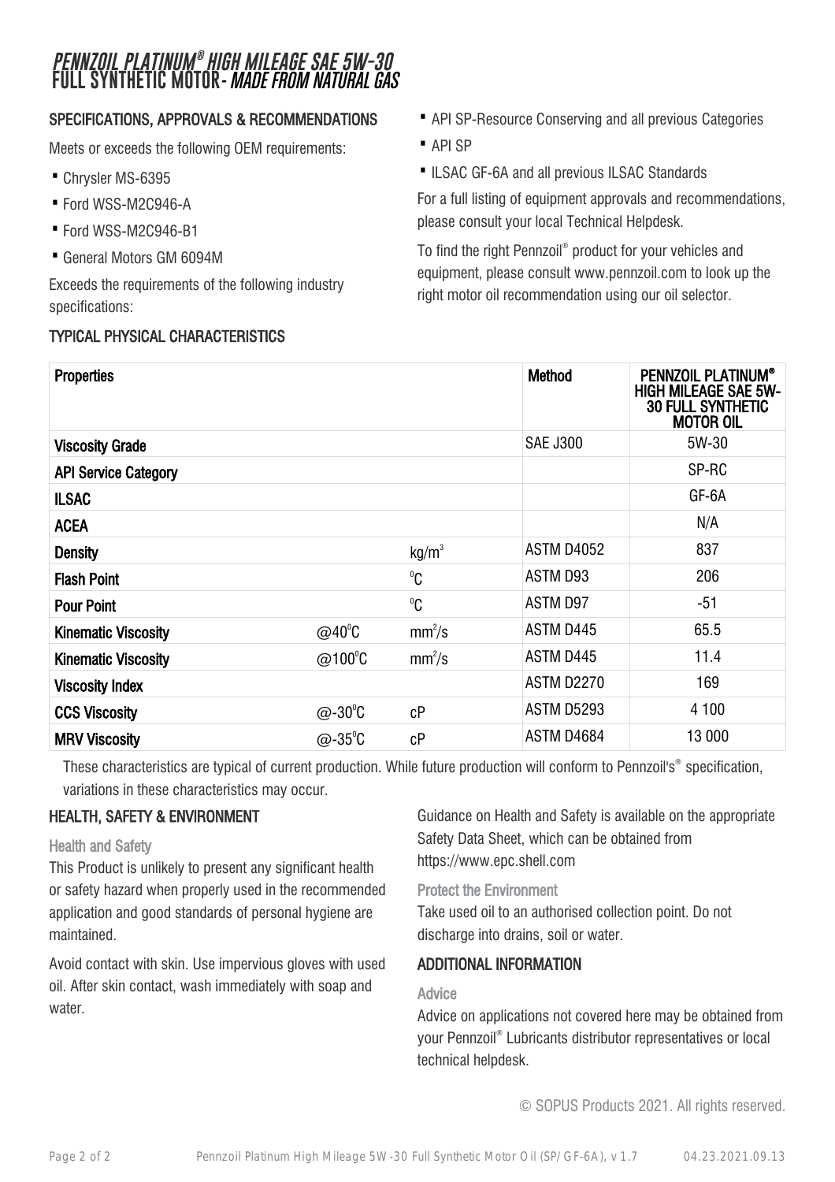# *PENNZOIL PLATINUM® HIGH MILEAGE SAE 5W-30* FULL SYNTHETIC MOTOR*- MADE FROM NATURAL GAS*

### SPECIFICATIONS, APPROVALS & RECOMMENDATIONS

Meets or exceeds the following OEM requirements:

- Chrysler MS-6395
- Ford WSS-M2C946-A
- Ford WSS-M2C946-B1
- General Motors GM 6094M

Exceeds the requirements of the following industry specifications:

- API SP-Resource Conserving and all previous Categories
- API SP
- ILSAC GF-6A and all previous ILSAC Standards

For a full listing of equipment approvals and recommendations, please consult your local Technical Helpdesk.

To find the right Pennzoil® product for your vehicles and equipment, please consult www.pennzoil.com to look up the right motor oil recommendation using our oil selector.

### TYPICAL PHYSICAL CHARACTERISTICS

| Properties | | | Method | PENNZOIL PLATINUM® HIGH MILEAGE SAE 5W-30 FULL SYNTHETIC MOTOR OIL |
|---|---|---|---|---|
| **Viscosity Grade** | | | SAE J300 | 5W-30 |
| **API Service Category** | | | | SP-RC |
| **ILSAC** | | | | GF-6A |
| **ACEA** | | | | N/A |
| **Density** | | $kg/m^3$ | ASTM D4052 | 837 |
| **Flash Point** | | $^0C$ | ASTM D93 | 206 |
| **Pour Point** | | $^0C$ | ASTM D97 | -51 |
| **Kinematic Viscosity** | @40$^0$C | $mm^2/s$ | ASTM D445 | 65.5 |
| **Kinematic Viscosity** | @100$^0$C | $mm^2/s$ | ASTM D445 | 11.4 |
| **Viscosity Index** | | | ASTM D2270 | 169 |
| **CCS Viscosity** | @-30$^0$C | cP | ASTM D5293 | 4 100 |
| **MRV Viscosity** | @-35$^0$C | cP | ASTM D4684 | 13 000 |

These characteristics are typical of current production. While future production will conform to Pennzoil's® specification, variations in these characteristics may occur.

### HEALTH, SAFETY & ENVIRONMENT

#### Health and Safety

This Product is unlikely to present any significant health or safety hazard when properly used in the recommended application and good standards of personal hygiene are maintained.

Avoid contact with skin. Use impervious gloves with used oil. After skin contact, wash immediately with soap and water.

Guidance on Health and Safety is available on the appropriate Safety Data Sheet, which can be obtained from https://www.epc.shell.com

#### Protect the Environment

Take used oil to an authorised collection point. Do not discharge into drains, soil or water.

### ADDITIONAL INFORMATION

#### Advice

Advice on applications not covered here may be obtained from your Pennzoil® Lubricants distributor representatives or local technical helpdesk.

© SOPUS Products 2021. All rights reserved.